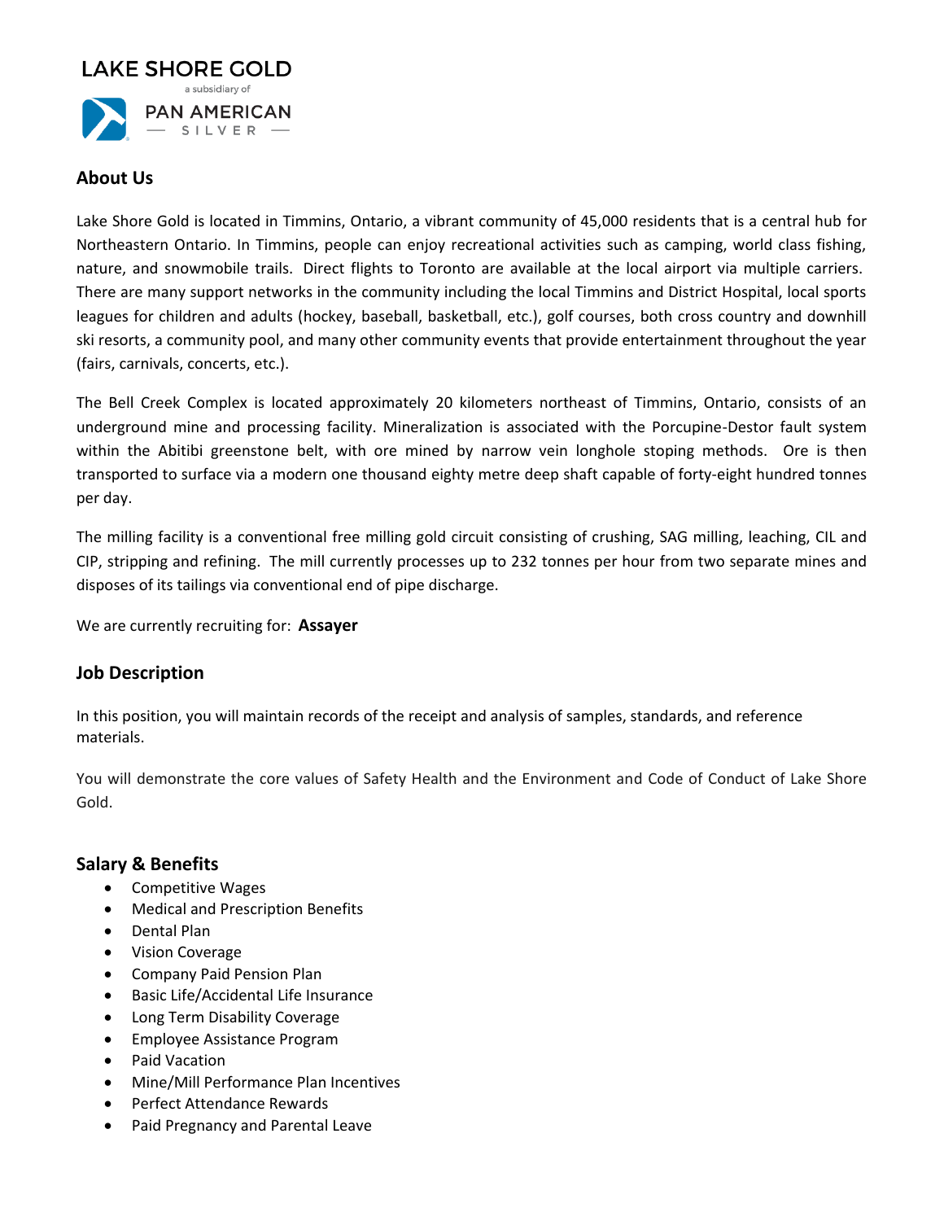LAKE SHORE GOLD

a subsidiary of

PAN AMERICAN SILVER

## About Us

Lake Shore Gold is located in Timmins, Ontario, a vibrant community of 45,000 residents that is a central hub for Northeastern Ontario. In Timmins, people can enjoy recreational activities such as camping, world class fishing, nature, and snowmobile trails. Direct flights to Toronto are available at the local airport via multiple carriers. There are many support networks in the community including the local Timmins and District Hospital, local sports leagues for children and adults (hockey, baseball, basketball, etc.), golf courses, both cross country and downhill ski resorts, a community pool, and many other community events that provide entertainment throughout the year (fairs, carnivals, concerts, etc.).

The Bell Creek Complex is located approximately 20 kilometers northeast of Timmins, Ontario, consists of an underground mine and processing facility. Mineralization is associated with the Porcupine-Destor fault system within the Abitibi greenstone belt, with ore mined by narrow vein longhole stoping methods. Ore is then transported to surface via a modern one thousand eighty metre deep shaft capable of forty-eight hundred tonnes per day.

The milling facility is a conventional free milling gold circuit consisting of crushing, SAG milling, leaching, CIL and CIP, stripping and refining. The mill currently processes up to 232 tonnes per hour from two separate mines and disposes of its tailings via conventional end of pipe discharge.

We are currently recruiting for: **Assayer**

## Job Description

In this position, you will maintain records of the receipt and analysis of samples, standards, and reference materials.

You will demonstrate the core values of Safety Health and the Environment and Code of Conduct of Lake Shore Gold.

## Salary & Benefits

- Competitive Wages
- Medical and Prescription Benefits
- Dental Plan
- Vision Coverage
- Company Paid Pension Plan
- Basic Life/Accidental Life Insurance
- Long Term Disability Coverage
- Employee Assistance Program
- Paid Vacation
- Mine/Mill Performance Plan Incentives
- Perfect Attendance Rewards
- Paid Pregnancy and Parental Leave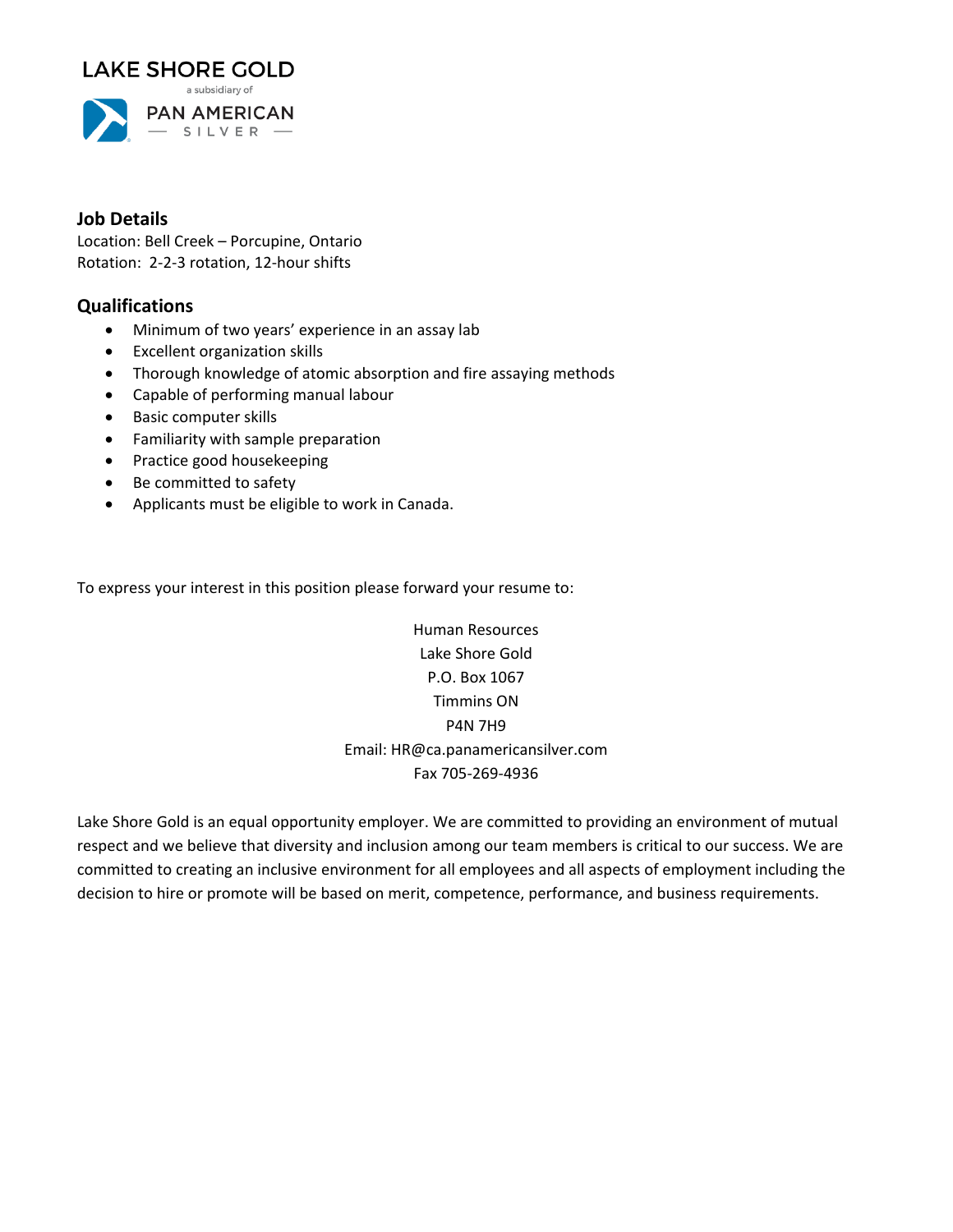LAKE SHORE GOLD

a subsidiary of

PAN AMERICAN SILVER

### Job Details

Location: Bell Creek – Porcupine, Ontario
Rotation: 2-2-3 rotation, 12-hour shifts

### Qualifications

- Minimum of two years' experience in an assay lab
- Excellent organization skills
- Thorough knowledge of atomic absorption and fire assaying methods
- Capable of performing manual labour
- Basic computer skills
- Familiarity with sample preparation
- Practice good housekeeping
- Be committed to safety
- Applicants must be eligible to work in Canada.

To express your interest in this position please forward your resume to:

Human Resources
Lake Shore Gold
P.O. Box 1067
Timmins ON
P4N 7H9
Email: HR@ca.panamericansilver.com
Fax 705-269-4936

Lake Shore Gold is an equal opportunity employer. We are committed to providing an environment of mutual respect and we believe that diversity and inclusion among our team members is critical to our success. We are committed to creating an inclusive environment for all employees and all aspects of employment including the decision to hire or promote will be based on merit, competence, performance, and business requirements.